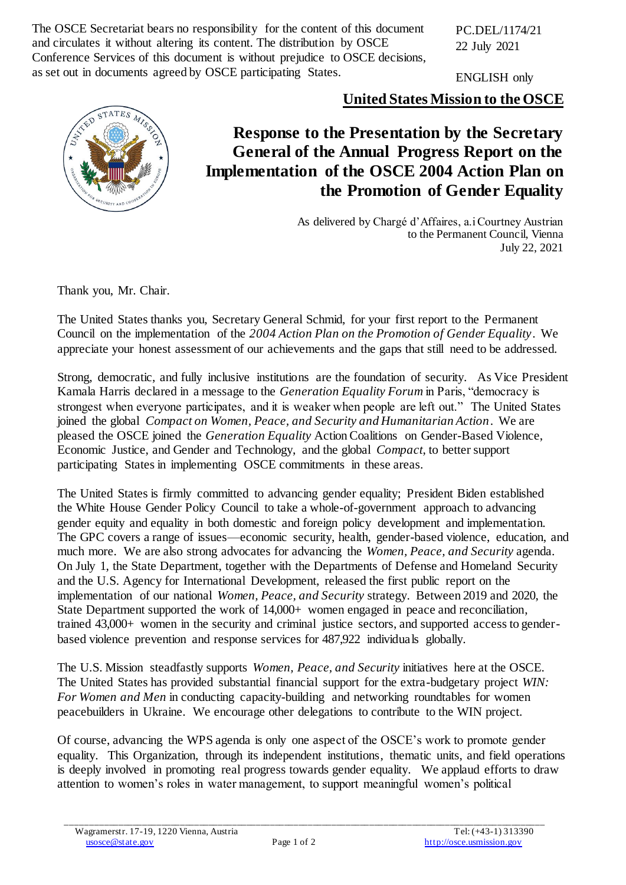The OSCE Secretariat bears no responsibility for the content of this document and circulates it without altering its content. The distribution by OSCE Conference Services of this document is without prejudice to OSCE decisions, as set out in documents agreed by OSCE participating States.

PC.DEL/1174/21
22 July 2021

ENGLISH only

**United States Mission to the OSCE**

# Response to the Presentation by the Secretary General of the Annual Progress Report on the Implementation of the OSCE 2004 Action Plan on the Promotion of Gender Equality

As delivered by Chargé d'Affaires, a.i Courtney Austrian
to the Permanent Council, Vienna
July 22, 2021

Thank you, Mr. Chair.

The United States thanks you, Secretary General Schmid, for your first report to the Permanent Council on the implementation of the *2004 Action Plan on the Promotion of Gender Equality*. We appreciate your honest assessment of our achievements and the gaps that still need to be addressed.

Strong, democratic, and fully inclusive institutions are the foundation of security. As Vice President Kamala Harris declared in a message to the *Generation Equality Forum* in Paris, "democracy is strongest when everyone participates, and it is weaker when people are left out." The United States joined the global *Compact on Women, Peace, and Security and Humanitarian Action*. We are pleased the OSCE joined the *Generation Equality* Action Coalitions on Gender-Based Violence, Economic Justice, and Gender and Technology, and the global *Compact*, to better support participating States in implementing OSCE commitments in these areas.

The United States is firmly committed to advancing gender equality; President Biden established the White House Gender Policy Council to take a whole-of-government approach to advancing gender equity and equality in both domestic and foreign policy development and implementation. The GPC covers a range of issues—economic security, health, gender-based violence, education, and much more. We are also strong advocates for advancing the *Women, Peace, and Security* agenda. On July 1, the State Department, together with the Departments of Defense and Homeland Security and the U.S. Agency for International Development, released the first public report on the implementation of our national *Women, Peace, and Security* strategy. Between 2019 and 2020, the State Department supported the work of 14,000+ women engaged in peace and reconciliation, trained 43,000+ women in the security and criminal justice sectors, and supported access to gender-based violence prevention and response services for 487,922 individuals globally.

The U.S. Mission steadfastly supports *Women, Peace, and Security* initiatives here at the OSCE. The United States has provided substantial financial support for the extra-budgetary project *WIN: For Women and Men* in conducting capacity-building and networking roundtables for women peacebuilders in Ukraine. We encourage other delegations to contribute to the WIN project.

Of course, advancing the WPS agenda is only one aspect of the OSCE's work to promote gender equality. This Organization, through its independent institutions, thematic units, and field operations is deeply involved in promoting real progress towards gender equality. We applaud efforts to draw attention to women's roles in water management, to support meaningful women's political

Wagramerstr. 17-19, 1220 Vienna, Austria
usosce@state.gov
Tel: (+43-1) 313390
http://osce.usmission.gov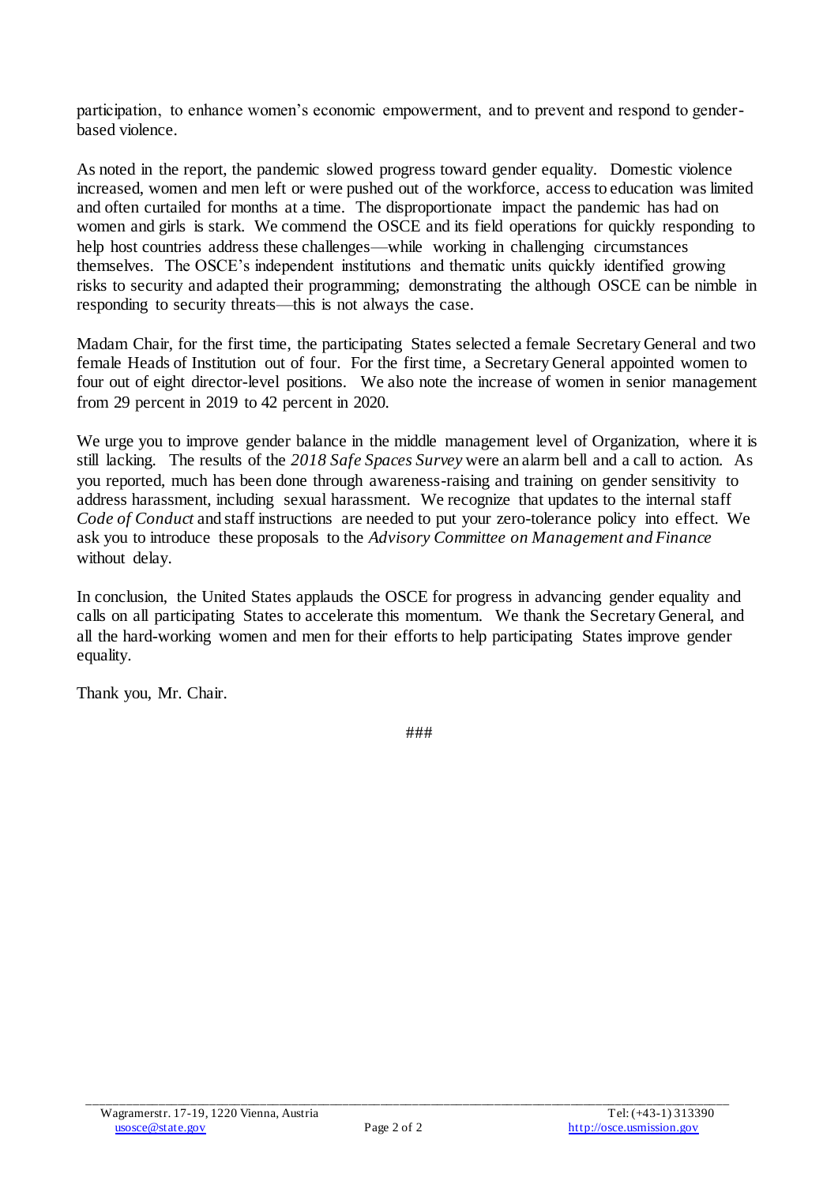participation, to enhance women's economic empowerment, and to prevent and respond to gender-based violence.

As noted in the report, the pandemic slowed progress toward gender equality. Domestic violence increased, women and men left or were pushed out of the workforce, access to education was limited and often curtailed for months at a time. The disproportionate impact the pandemic has had on women and girls is stark. We commend the OSCE and its field operations for quickly responding to help host countries address these challenges—while working in challenging circumstances themselves. The OSCE's independent institutions and thematic units quickly identified growing risks to security and adapted their programming; demonstrating the although OSCE can be nimble in responding to security threats—this is not always the case.

Madam Chair, for the first time, the participating States selected a female Secretary General and two female Heads of Institution out of four. For the first time, a Secretary General appointed women to four out of eight director-level positions. We also note the increase of women in senior management from 29 percent in 2019 to 42 percent in 2020.

We urge you to improve gender balance in the middle management level of Organization, where it is still lacking. The results of the *2018 Safe Spaces Survey* were an alarm bell and a call to action. As you reported, much has been done through awareness-raising and training on gender sensitivity to address harassment, including sexual harassment. We recognize that updates to the internal staff *Code of Conduct* and staff instructions are needed to put your zero-tolerance policy into effect. We ask you to introduce these proposals to the *Advisory Committee on Management and Finance* without delay.

In conclusion, the United States applauds the OSCE for progress in advancing gender equality and calls on all participating States to accelerate this momentum. We thank the Secretary General, and all the hard-working women and men for their efforts to help participating States improve gender equality.

Thank you, Mr. Chair.

###